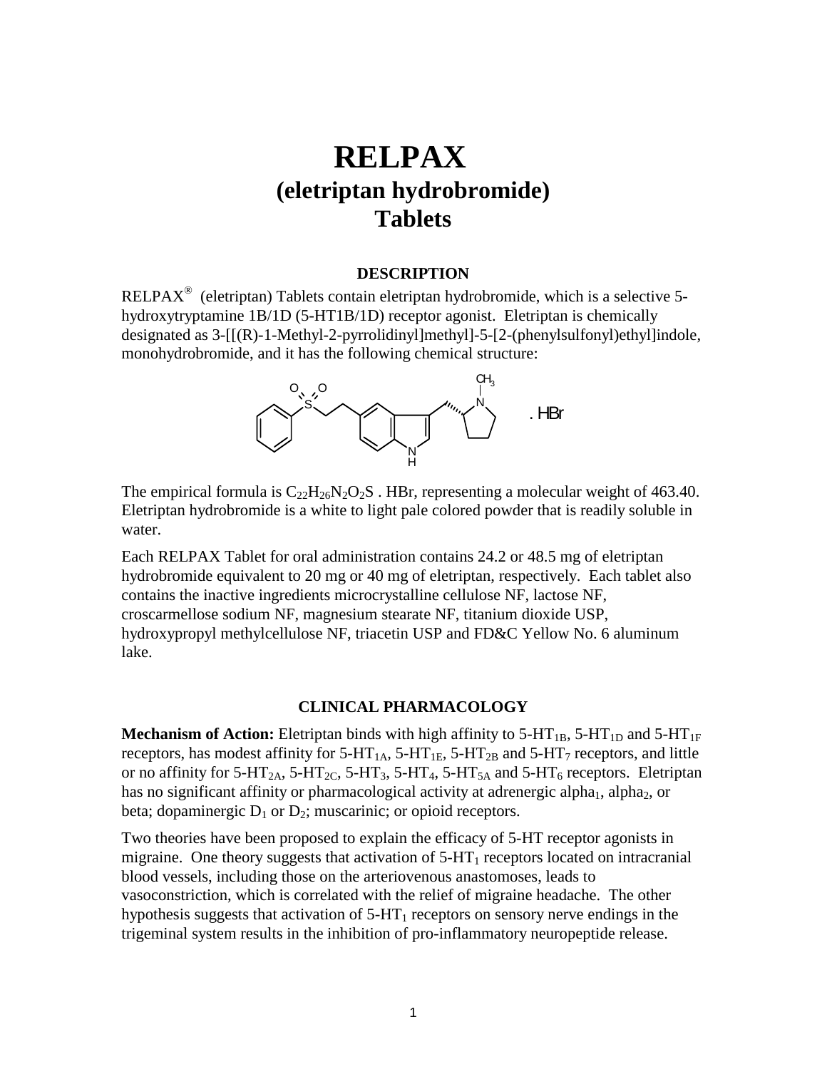# RELPAX
## (eletriptan hydrobromide)
## Tablets

### DESCRIPTION

RELPAX® (eletriptan) Tablets contain eletriptan hydrobromide, which is a selective 5-hydroxytryptamine 1B/1D (5-HT1B/1D) receptor agonist. Eletriptan is chemically designated as 3-[[(R)-1-Methyl-2-pyrrolidinyl]methyl]-5-[2-(phenylsulfonyl)ethyl]indole, monohydrobromide, and it has the following chemical structure:

The empirical formula is $C_{22}H_{26}N_2O_2S$ . HBr, representing a molecular weight of 463.40. Eletriptan hydrobromide is a white to light pale colored powder that is readily soluble in water.

Each RELPAX Tablet for oral administration contains 24.2 or 48.5 mg of eletriptan hydrobromide equivalent to 20 mg or 40 mg of eletriptan, respectively. Each tablet also contains the inactive ingredients microcrystalline cellulose NF, lactose NF, croscarmellose sodium NF, magnesium stearate NF, titanium dioxide USP, hydroxypropyl methylcellulose NF, triacetin USP and FD&C Yellow No. 6 aluminum lake.

### CLINICAL PHARMACOLOGY

**Mechanism of Action:** Eletriptan binds with high affinity to $5\text{-HT}_{1B}$, $5\text{-HT}_{1D}$ and $5\text{-HT}_{1F}$ receptors, has modest affinity for $5\text{-HT}_{1A}$, $5\text{-HT}_{1E}$, $5\text{-HT}_{2B}$ and $5\text{-HT}_{7}$ receptors, and little or no affinity for $5\text{-HT}_{2A}$, $5\text{-HT}_{2C}$, $5\text{-HT}_{3}$, $5\text{-HT}_{4}$, $5\text{-HT}_{5A}$ and $5\text{-HT}_{6}$ receptors. Eletriptan has no significant affinity or pharmacological activity at adrenergic $alpha_1$, $alpha_2$, or beta; dopaminergic $D_1$ or $D_2$; muscarinic; or opioid receptors.

Two theories have been proposed to explain the efficacy of 5-HT receptor agonists in migraine. One theory suggests that activation of $5\text{-HT}_1$ receptors located on intracranial blood vessels, including those on the arteriovenous anastomoses, leads to vasoconstriction, which is correlated with the relief of migraine headache. The other hypothesis suggests that activation of $5\text{-HT}_1$ receptors on sensory nerve endings in the trigeminal system results in the inhibition of pro-inflammatory neuropeptide release.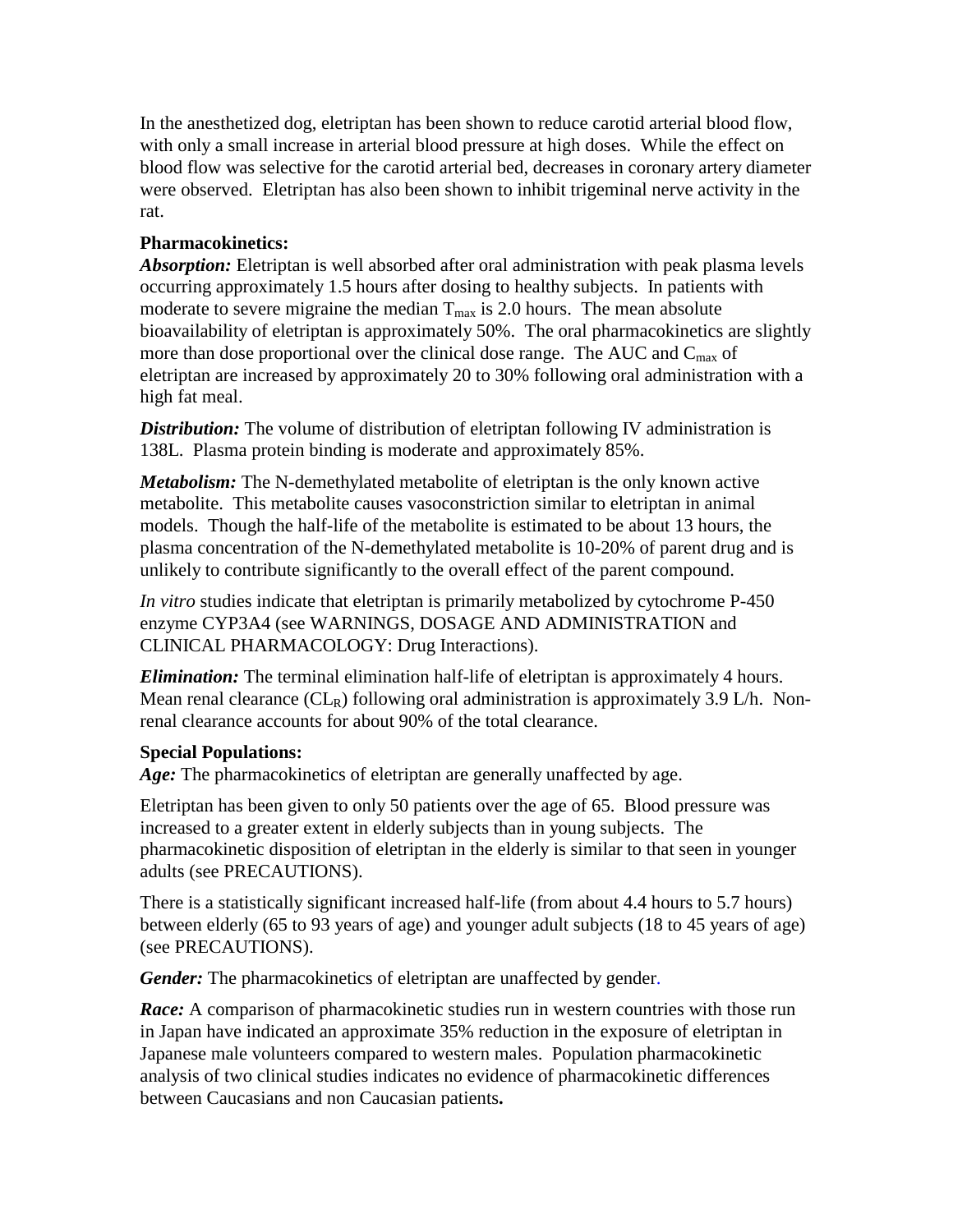In the anesthetized dog, eletriptan has been shown to reduce carotid arterial blood flow, with only a small increase in arterial blood pressure at high doses. While the effect on blood flow was selective for the carotid arterial bed, decreases in coronary artery diameter were observed. Eletriptan has also been shown to inhibit trigeminal nerve activity in the rat.

**Pharmacokinetics:**

***Absorption:*** Eletriptan is well absorbed after oral administration with peak plasma levels occurring approximately 1.5 hours after dosing to healthy subjects. In patients with moderate to severe migraine the median $T_{max}$ is 2.0 hours. The mean absolute bioavailability of eletriptan is approximately 50%. The oral pharmacokinetics are slightly more than dose proportional over the clinical dose range. The AUC and $C_{max}$ of eletriptan are increased by approximately 20 to 30% following oral administration with a high fat meal.

***Distribution:*** The volume of distribution of eletriptan following IV administration is 138L. Plasma protein binding is moderate and approximately 85%.

***Metabolism:*** The N-demethylated metabolite of eletriptan is the only known active metabolite. This metabolite causes vasoconstriction similar to eletriptan in animal models. Though the half-life of the metabolite is estimated to be about 13 hours, the plasma concentration of the N-demethylated metabolite is 10-20% of parent drug and is unlikely to contribute significantly to the overall effect of the parent compound.

*In vitro* studies indicate that eletriptan is primarily metabolized by cytochrome P-450 enzyme CYP3A4 (see WARNINGS, DOSAGE AND ADMINISTRATION and CLINICAL PHARMACOLOGY: Drug Interactions).

***Elimination:*** The terminal elimination half-life of eletriptan is approximately 4 hours. Mean renal clearance ($CL_R$) following oral administration is approximately 3.9 L/h. Non-renal clearance accounts for about 90% of the total clearance.

**Special Populations:**

***Age:*** The pharmacokinetics of eletriptan are generally unaffected by age.

Eletriptan has been given to only 50 patients over the age of 65. Blood pressure was increased to a greater extent in elderly subjects than in young subjects. The pharmacokinetic disposition of eletriptan in the elderly is similar to that seen in younger adults (see PRECAUTIONS).

There is a statistically significant increased half-life (from about 4.4 hours to 5.7 hours) between elderly (65 to 93 years of age) and younger adult subjects (18 to 45 years of age) (see PRECAUTIONS).

***Gender:*** The pharmacokinetics of eletriptan are unaffected by gender.

***Race:*** A comparison of pharmacokinetic studies run in western countries with those run in Japan have indicated an approximate 35% reduction in the exposure of eletriptan in Japanese male volunteers compared to western males. Population pharmacokinetic analysis of two clinical studies indicates no evidence of pharmacokinetic differences between Caucasians and non Caucasian patients**.**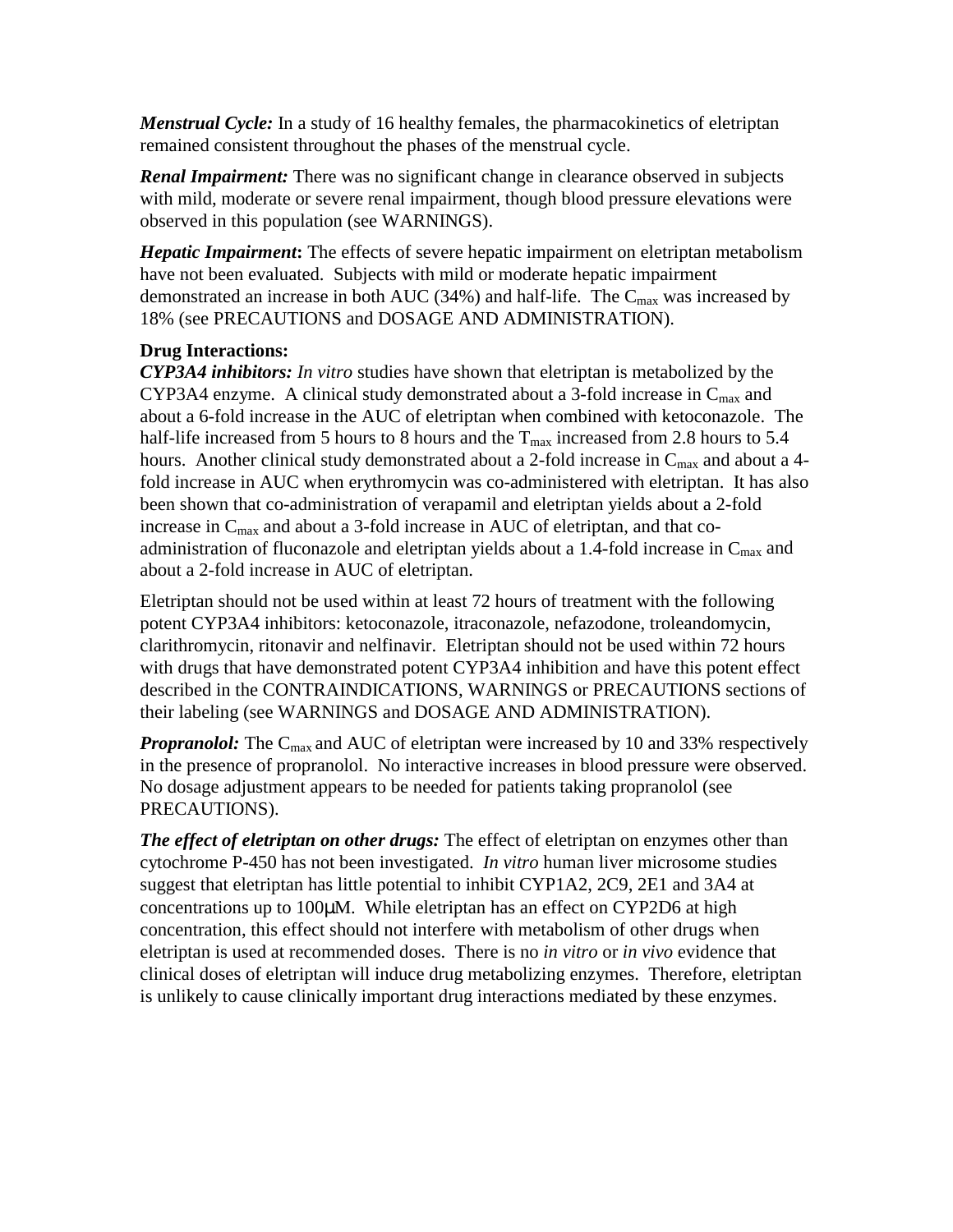***Menstrual Cycle:*** In a study of 16 healthy females, the pharmacokinetics of eletriptan remained consistent throughout the phases of the menstrual cycle.

***Renal Impairment:*** There was no significant change in clearance observed in subjects with mild, moderate or severe renal impairment, though blood pressure elevations were observed in this population (see WARNINGS).

***Hepatic Impairment*****:** The effects of severe hepatic impairment on eletriptan metabolism have not been evaluated. Subjects with mild or moderate hepatic impairment demonstrated an increase in both AUC (34%) and half-life. The $C_{max}$ was increased by 18% (see PRECAUTIONS and DOSAGE AND ADMINISTRATION).

**Drug Interactions:**

***CYP3A4 inhibitors:*** *In vitro* studies have shown that eletriptan is metabolized by the CYP3A4 enzyme. A clinical study demonstrated about a 3-fold increase in $C_{max}$ and about a 6-fold increase in the AUC of eletriptan when combined with ketoconazole. The half-life increased from 5 hours to 8 hours and the $T_{max}$ increased from 2.8 hours to 5.4 hours. Another clinical study demonstrated about a 2-fold increase in $C_{max}$ and about a 4-fold increase in AUC when erythromycin was co-administered with eletriptan. It has also been shown that co-administration of verapamil and eletriptan yields about a 2-fold increase in $C_{max}$ and about a 3-fold increase in AUC of eletriptan, and that co-administration of fluconazole and eletriptan yields about a 1.4-fold increase in $C_{max}$ and about a 2-fold increase in AUC of eletriptan.

Eletriptan should not be used within at least 72 hours of treatment with the following potent CYP3A4 inhibitors: ketoconazole, itraconazole, nefazodone, troleandomycin, clarithromycin, ritonavir and nelfinavir. Eletriptan should not be used within 72 hours with drugs that have demonstrated potent CYP3A4 inhibition and have this potent effect described in the CONTRAINDICATIONS, WARNINGS or PRECAUTIONS sections of their labeling (see WARNINGS and DOSAGE AND ADMINISTRATION).

***Propranolol:*** The $C_{max}$ and AUC of eletriptan were increased by 10 and 33% respectively in the presence of propranolol. No interactive increases in blood pressure were observed. No dosage adjustment appears to be needed for patients taking propranolol (see PRECAUTIONS).

***The effect of eletriptan on other drugs:*** The effect of eletriptan on enzymes other than cytochrome P-450 has not been investigated. *In vitro* human liver microsome studies suggest that eletriptan has little potential to inhibit CYP1A2, 2C9, 2E1 and 3A4 at concentrations up to 100μM. While eletriptan has an effect on CYP2D6 at high concentration, this effect should not interfere with metabolism of other drugs when eletriptan is used at recommended doses. There is no *in vitro* or *in vivo* evidence that clinical doses of eletriptan will induce drug metabolizing enzymes. Therefore, eletriptan is unlikely to cause clinically important drug interactions mediated by these enzymes.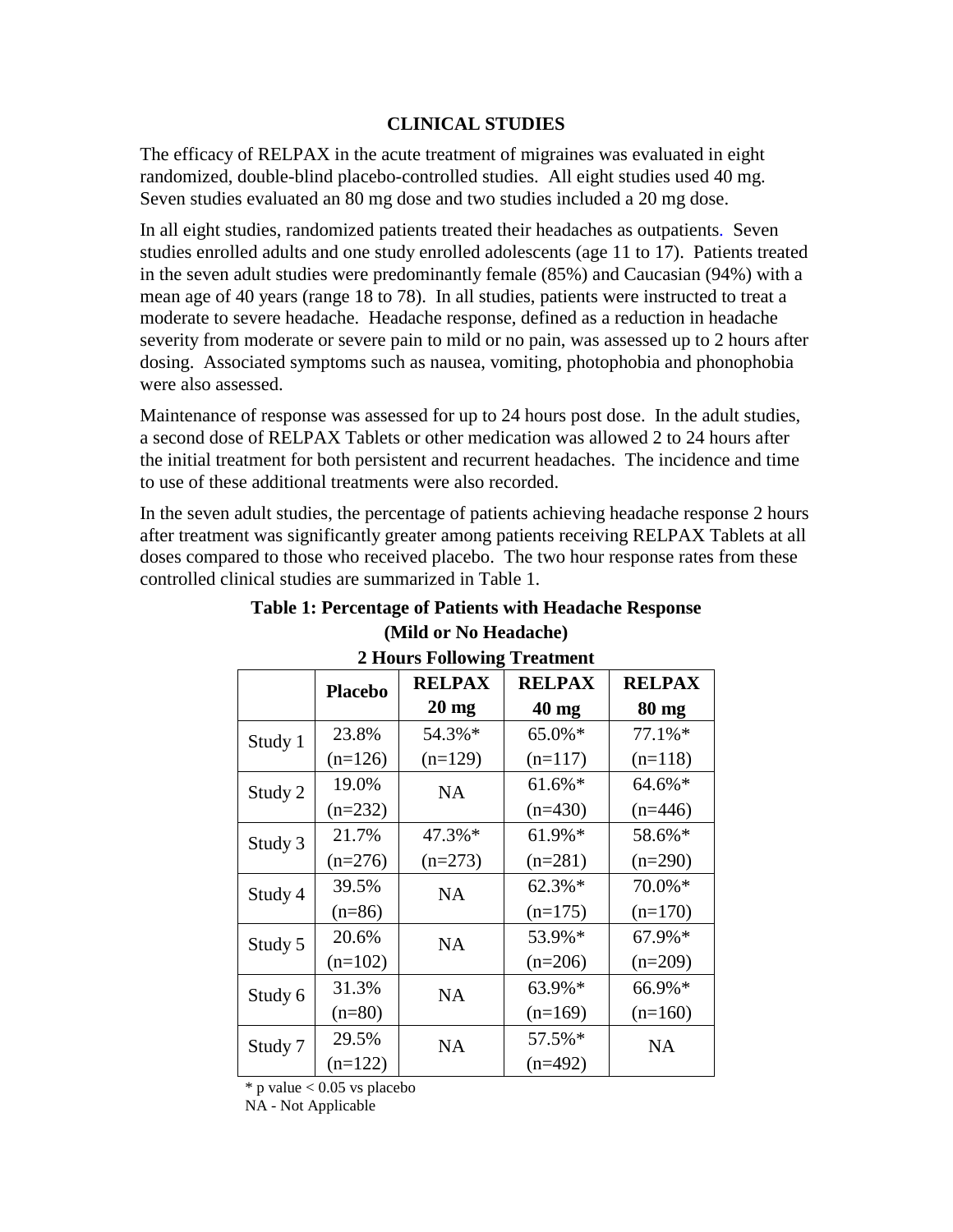## CLINICAL STUDIES

The efficacy of RELPAX in the acute treatment of migraines was evaluated in eight randomized, double-blind placebo-controlled studies. All eight studies used 40 mg. Seven studies evaluated an 80 mg dose and two studies included a 20 mg dose.

In all eight studies, randomized patients treated their headaches as outpatients. Seven studies enrolled adults and one study enrolled adolescents (age 11 to 17). Patients treated in the seven adult studies were predominantly female (85%) and Caucasian (94%) with a mean age of 40 years (range 18 to 78). In all studies, patients were instructed to treat a moderate to severe headache. Headache response, defined as a reduction in headache severity from moderate or severe pain to mild or no pain, was assessed up to 2 hours after dosing. Associated symptoms such as nausea, vomiting, photophobia and phonophobia were also assessed.

Maintenance of response was assessed for up to 24 hours post dose. In the adult studies, a second dose of RELPAX Tablets or other medication was allowed 2 to 24 hours after the initial treatment for both persistent and recurrent headaches. The incidence and time to use of these additional treatments were also recorded.

In the seven adult studies, the percentage of patients achieving headache response 2 hours after treatment was significantly greater among patients receiving RELPAX Tablets at all doses compared to those who received placebo. The two hour response rates from these controlled clinical studies are summarized in Table 1.

**Table 1: Percentage of Patients with Headache Response (Mild or No Headache) 2 Hours Following Treatment**

| | Placebo | RELPAX 20 mg | RELPAX 40 mg | RELPAX 80 mg |
|---|---|---|---|---|
| Study 1 | 23.8% (n=126) | 54.3%* (n=129) | 65.0%* (n=117) | 77.1%* (n=118) |
| Study 2 | 19.0% (n=232) | NA | 61.6%* (n=430) | 64.6%* (n=446) |
| Study 3 | 21.7% (n=276) | 47.3%* (n=273) | 61.9%* (n=281) | 58.6%* (n=290) |
| Study 4 | 39.5% (n=86) | NA | 62.3%* (n=175) | 70.0%* (n=170) |
| Study 5 | 20.6% (n=102) | NA | 53.9%* (n=206) | 67.9%* (n=209) |
| Study 6 | 31.3% (n=80) | NA | 63.9%* (n=169) | 66.9%* (n=160) |
| Study 7 | 29.5% (n=122) | NA | 57.5%* (n=492) | NA |

* p value < 0.05 vs placebo

NA - Not Applicable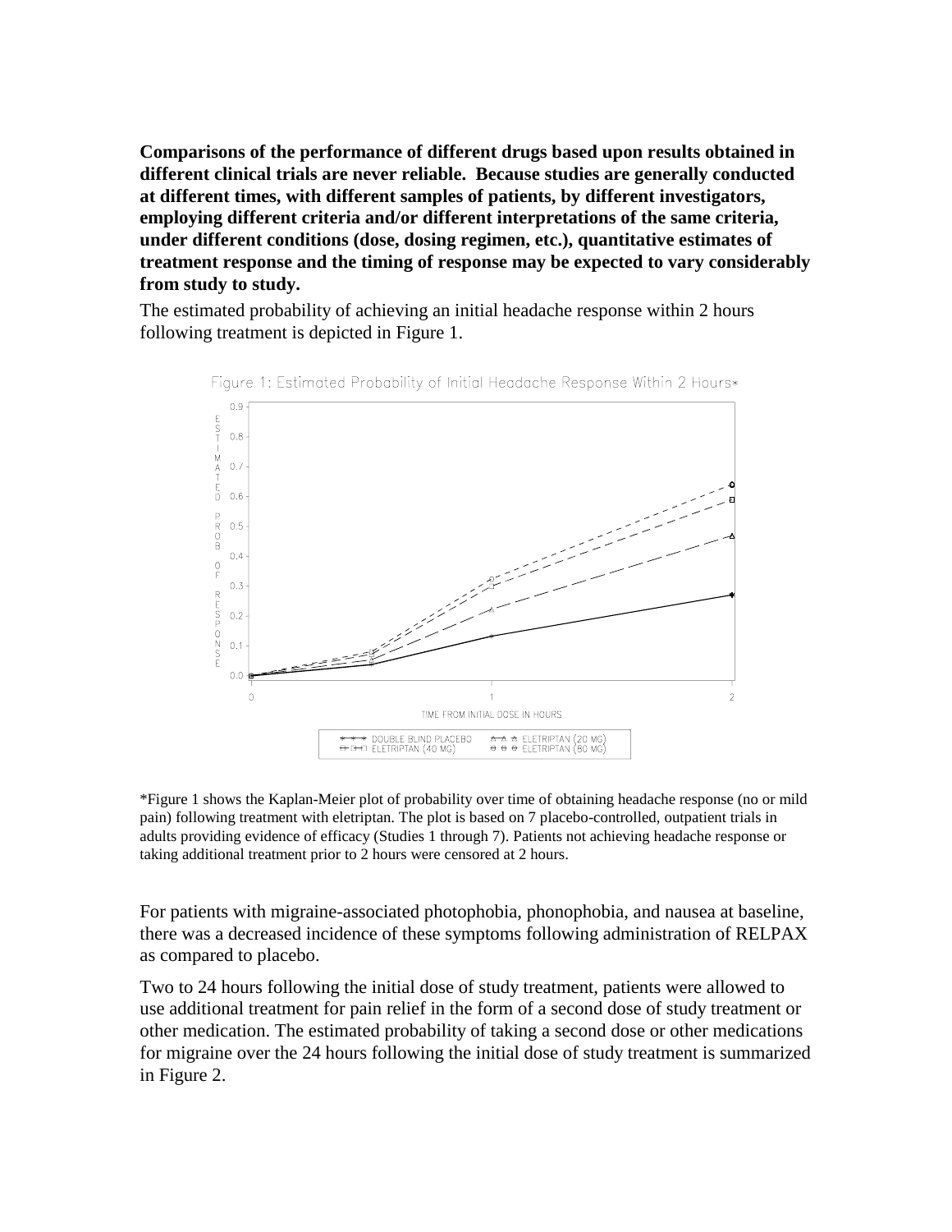**Comparisons of the performance of different drugs based upon results obtained in different clinical trials are never reliable. Because studies are generally conducted at different times, with different samples of patients, by different investigators, employing different criteria and/or different interpretations of the same criteria, under different conditions (dose, dosing regimen, etc.), quantitative estimates of treatment response and the timing of response may be expected to vary considerably from study to study.**

The estimated probability of achieving an initial headache response within 2 hours following treatment is depicted in Figure 1.

Figure 1: Estimated Probability of Initial Headache Response Within 2 Hours*

*Figure 1 shows the Kaplan-Meier plot of probability over time of obtaining headache response (no or mild pain) following treatment with eletriptan. The plot is based on 7 placebo-controlled, outpatient trials in adults providing evidence of efficacy (Studies 1 through 7). Patients not achieving headache response or taking additional treatment prior to 2 hours were censored at 2 hours.

For patients with migraine-associated photophobia, phonophobia, and nausea at baseline, there was a decreased incidence of these symptoms following administration of RELPAX as compared to placebo.

Two to 24 hours following the initial dose of study treatment, patients were allowed to use additional treatment for pain relief in the form of a second dose of study treatment or other medication. The estimated probability of taking a second dose or other medications for migraine over the 24 hours following the initial dose of study treatment is summarized in Figure 2.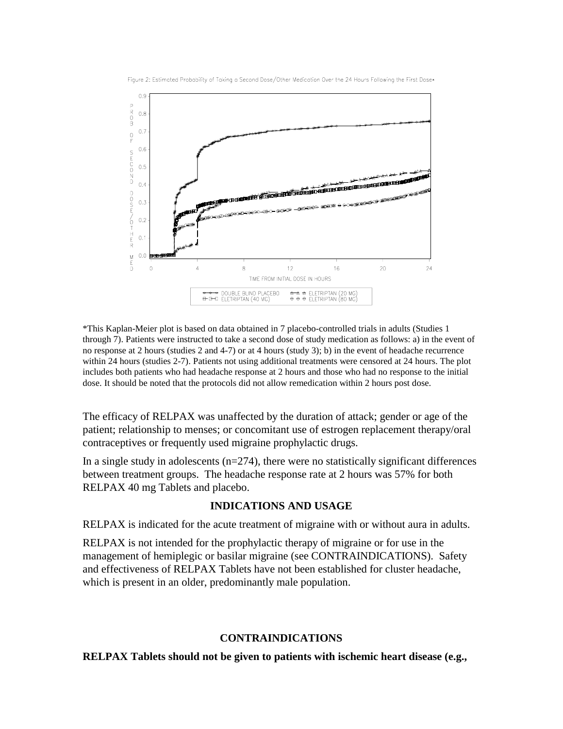Figure 2: Estimated Probability of Taking a Second Dose/Other Medication Over the 24 Hours Following the First Dose*

*This Kaplan-Meier plot is based on data obtained in 7 placebo-controlled trials in adults (Studies 1 through 7). Patients were instructed to take a second dose of study medication as follows: a) in the event of no response at 2 hours (studies 2 and 4-7) or at 4 hours (study 3); b) in the event of headache recurrence within 24 hours (studies 2-7). Patients not using additional treatments were censored at 24 hours. The plot includes both patients who had headache response at 2 hours and those who had no response to the initial dose. It should be noted that the protocols did not allow remedication within 2 hours post dose.

The efficacy of RELPAX was unaffected by the duration of attack; gender or age of the patient; relationship to menses; or concomitant use of estrogen replacement therapy/oral contraceptives or frequently used migraine prophylactic drugs.

In a single study in adolescents (n=274), there were no statistically significant differences between treatment groups. The headache response rate at 2 hours was 57% for both RELPAX 40 mg Tablets and placebo.

## INDICATIONS AND USAGE

RELPAX is indicated for the acute treatment of migraine with or without aura in adults.

RELPAX is not intended for the prophylactic therapy of migraine or for use in the management of hemiplegic or basilar migraine (see CONTRAINDICATIONS). Safety and effectiveness of RELPAX Tablets have not been established for cluster headache, which is present in an older, predominantly male population.

## CONTRAINDICATIONS

**RELPAX Tablets should not be given to patients with ischemic heart disease (e.g.,**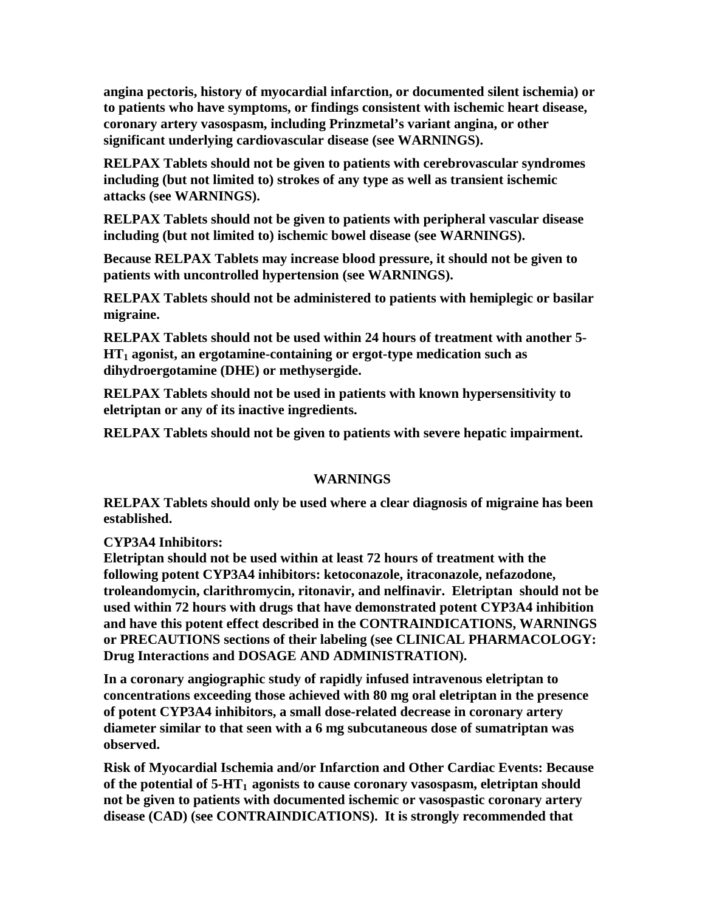**angina pectoris, history of myocardial infarction, or documented silent ischemia) or to patients who have symptoms, or findings consistent with ischemic heart disease, coronary artery vasospasm, including Prinzmetal's variant angina, or other significant underlying cardiovascular disease (see WARNINGS).**

**RELPAX Tablets should not be given to patients with cerebrovascular syndromes including (but not limited to) strokes of any type as well as transient ischemic attacks (see WARNINGS).**

**RELPAX Tablets should not be given to patients with peripheral vascular disease including (but not limited to) ischemic bowel disease (see WARNINGS).**

**Because RELPAX Tablets may increase blood pressure, it should not be given to patients with uncontrolled hypertension (see WARNINGS).**

**RELPAX Tablets should not be administered to patients with hemiplegic or basilar migraine.**

**RELPAX Tablets should not be used within 24 hours of treatment with another 5-$HT_1$ agonist, an ergotamine-containing or ergot-type medication such as dihydroergotamine (DHE) or methysergide.**

**RELPAX Tablets should not be used in patients with known hypersensitivity to eletriptan or any of its inactive ingredients.**

**RELPAX Tablets should not be given to patients with severe hepatic impairment.**

## WARNINGS

**RELPAX Tablets should only be used where a clear diagnosis of migraine has been established.**

**CYP3A4 Inhibitors:**
**Eletriptan should not be used within at least 72 hours of treatment with the following potent CYP3A4 inhibitors: ketoconazole, itraconazole, nefazodone, troleandomycin, clarithromycin, ritonavir, and nelfinavir. Eletriptan should not be used within 72 hours with drugs that have demonstrated potent CYP3A4 inhibition and have this potent effect described in the CONTRAINDICATIONS, WARNINGS or PRECAUTIONS sections of their labeling (see CLINICAL PHARMACOLOGY: Drug Interactions and DOSAGE AND ADMINISTRATION).**

**In a coronary angiographic study of rapidly infused intravenous eletriptan to concentrations exceeding those achieved with 80 mg oral eletriptan in the presence of potent CYP3A4 inhibitors, a small dose-related decrease in coronary artery diameter similar to that seen with a 6 mg subcutaneous dose of sumatriptan was observed.**

**Risk of Myocardial Ischemia and/or Infarction and Other Cardiac Events: Because of the potential of 5-$HT_1$ agonists to cause coronary vasospasm, eletriptan should not be given to patients with documented ischemic or vasospastic coronary artery disease (CAD) (see CONTRAINDICATIONS). It is strongly recommended that**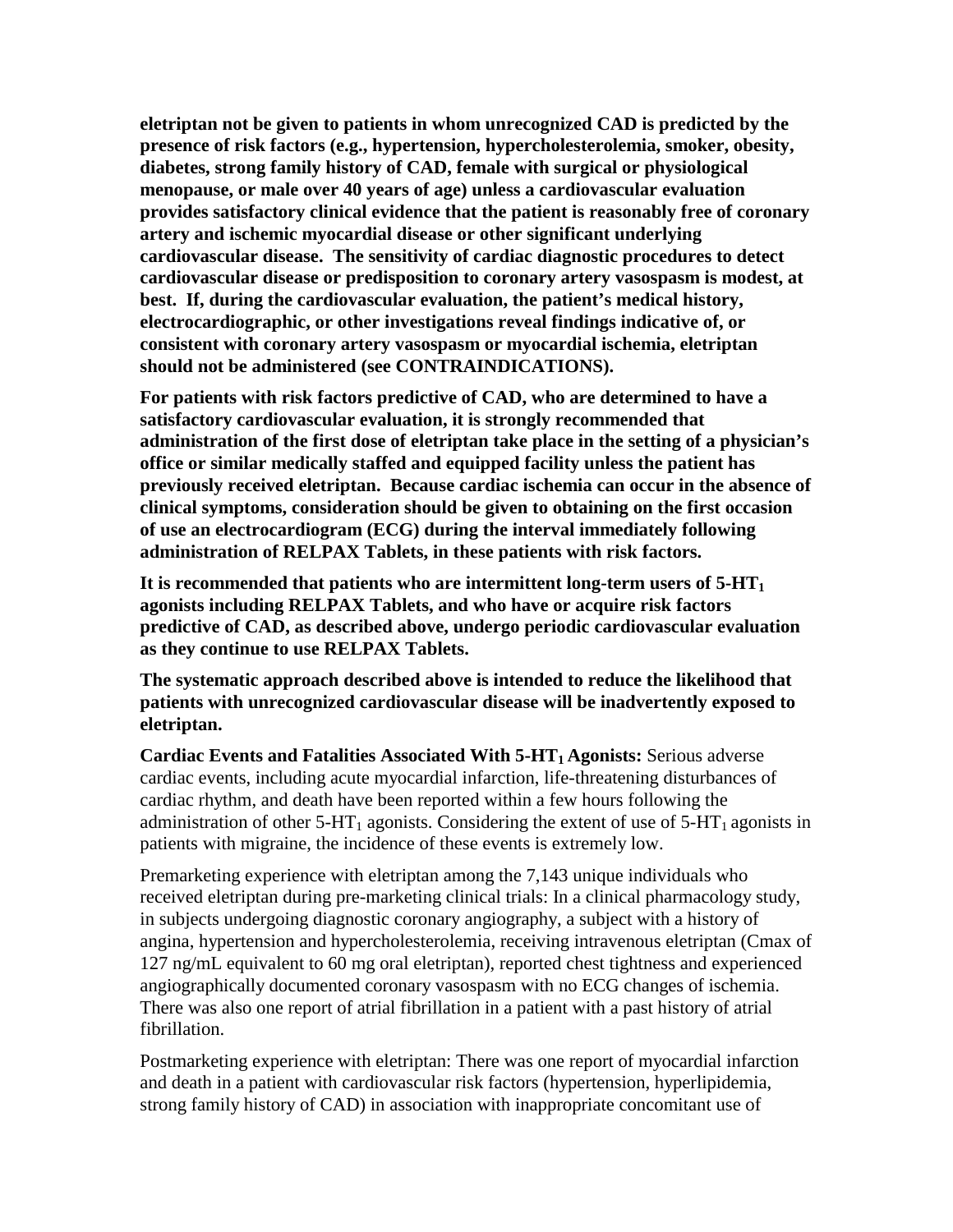**eletriptan not be given to patients in whom unrecognized CAD is predicted by the presence of risk factors (e.g., hypertension, hypercholesterolemia, smoker, obesity, diabetes, strong family history of CAD, female with surgical or physiological menopause, or male over 40 years of age) unless a cardiovascular evaluation provides satisfactory clinical evidence that the patient is reasonably free of coronary artery and ischemic myocardial disease or other significant underlying cardiovascular disease. The sensitivity of cardiac diagnostic procedures to detect cardiovascular disease or predisposition to coronary artery vasospasm is modest, at best. If, during the cardiovascular evaluation, the patient's medical history, electrocardiographic, or other investigations reveal findings indicative of, or consistent with coronary artery vasospasm or myocardial ischemia, eletriptan should not be administered (see CONTRAINDICATIONS).**

**For patients with risk factors predictive of CAD, who are determined to have a satisfactory cardiovascular evaluation, it is strongly recommended that administration of the first dose of eletriptan take place in the setting of a physician's office or similar medically staffed and equipped facility unless the patient has previously received eletriptan. Because cardiac ischemia can occur in the absence of clinical symptoms, consideration should be given to obtaining on the first occasion of use an electrocardiogram (ECG) during the interval immediately following administration of RELPAX Tablets, in these patients with risk factors.**

**It is recommended that patients who are intermittent long-term users of 5-HT$_1$ agonists including RELPAX Tablets, and who have or acquire risk factors predictive of CAD, as described above, undergo periodic cardiovascular evaluation as they continue to use RELPAX Tablets.**

**The systematic approach described above is intended to reduce the likelihood that patients with unrecognized cardiovascular disease will be inadvertently exposed to eletriptan.**

**Cardiac Events and Fatalities Associated With 5-HT$_1$ Agonists:** Serious adverse cardiac events, including acute myocardial infarction, life-threatening disturbances of cardiac rhythm, and death have been reported within a few hours following the administration of other 5-HT$_1$ agonists. Considering the extent of use of 5-HT$_1$ agonists in patients with migraine, the incidence of these events is extremely low.

Premarketing experience with eletriptan among the 7,143 unique individuals who received eletriptan during pre-marketing clinical trials: In a clinical pharmacology study, in subjects undergoing diagnostic coronary angiography, a subject with a history of angina, hypertension and hypercholesterolemia, receiving intravenous eletriptan (Cmax of 127 ng/mL equivalent to 60 mg oral eletriptan), reported chest tightness and experienced angiographically documented coronary vasospasm with no ECG changes of ischemia. There was also one report of atrial fibrillation in a patient with a past history of atrial fibrillation.

Postmarketing experience with eletriptan: There was one report of myocardial infarction and death in a patient with cardiovascular risk factors (hypertension, hyperlipidemia, strong family history of CAD) in association with inappropriate concomitant use of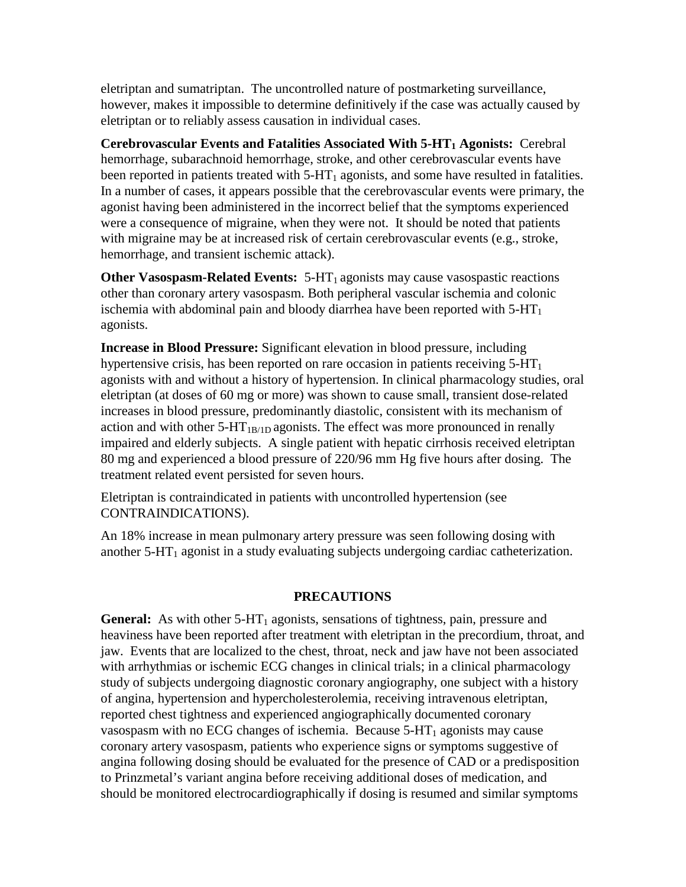eletriptan and sumatriptan. The uncontrolled nature of postmarketing surveillance, however, makes it impossible to determine definitively if the case was actually caused by eletriptan or to reliably assess causation in individual cases.

**Cerebrovascular Events and Fatalities Associated With 5-HT$_1$ Agonists:** Cerebral hemorrhage, subarachnoid hemorrhage, stroke, and other cerebrovascular events have been reported in patients treated with 5-HT$_1$ agonists, and some have resulted in fatalities. In a number of cases, it appears possible that the cerebrovascular events were primary, the agonist having been administered in the incorrect belief that the symptoms experienced were a consequence of migraine, when they were not. It should be noted that patients with migraine may be at increased risk of certain cerebrovascular events (e.g., stroke, hemorrhage, and transient ischemic attack).

**Other Vasospasm-Related Events:** 5-HT$_1$ agonists may cause vasospastic reactions other than coronary artery vasospasm. Both peripheral vascular ischemia and colonic ischemia with abdominal pain and bloody diarrhea have been reported with 5-HT$_1$ agonists.

**Increase in Blood Pressure:** Significant elevation in blood pressure, including hypertensive crisis, has been reported on rare occasion in patients receiving 5-HT$_1$ agonists with and without a history of hypertension. In clinical pharmacology studies, oral eletriptan (at doses of 60 mg or more) was shown to cause small, transient dose-related increases in blood pressure, predominantly diastolic, consistent with its mechanism of action and with other 5-HT$_{1B/1D}$ agonists. The effect was more pronounced in renally impaired and elderly subjects. A single patient with hepatic cirrhosis received eletriptan 80 mg and experienced a blood pressure of 220/96 mm Hg five hours after dosing. The treatment related event persisted for seven hours.

Eletriptan is contraindicated in patients with uncontrolled hypertension (see CONTRAINDICATIONS).

An 18% increase in mean pulmonary artery pressure was seen following dosing with another 5-HT$_1$ agonist in a study evaluating subjects undergoing cardiac catheterization.

## PRECAUTIONS

**General:** As with other 5-HT$_1$ agonists, sensations of tightness, pain, pressure and heaviness have been reported after treatment with eletriptan in the precordium, throat, and jaw. Events that are localized to the chest, throat, neck and jaw have not been associated with arrhythmias or ischemic ECG changes in clinical trials; in a clinical pharmacology study of subjects undergoing diagnostic coronary angiography, one subject with a history of angina, hypertension and hypercholesterolemia, receiving intravenous eletriptan, reported chest tightness and experienced angiographically documented coronary vasospasm with no ECG changes of ischemia. Because 5-HT$_1$ agonists may cause coronary artery vasospasm, patients who experience signs or symptoms suggestive of angina following dosing should be evaluated for the presence of CAD or a predisposition to Prinzmetal's variant angina before receiving additional doses of medication, and should be monitored electrocardiographically if dosing is resumed and similar symptoms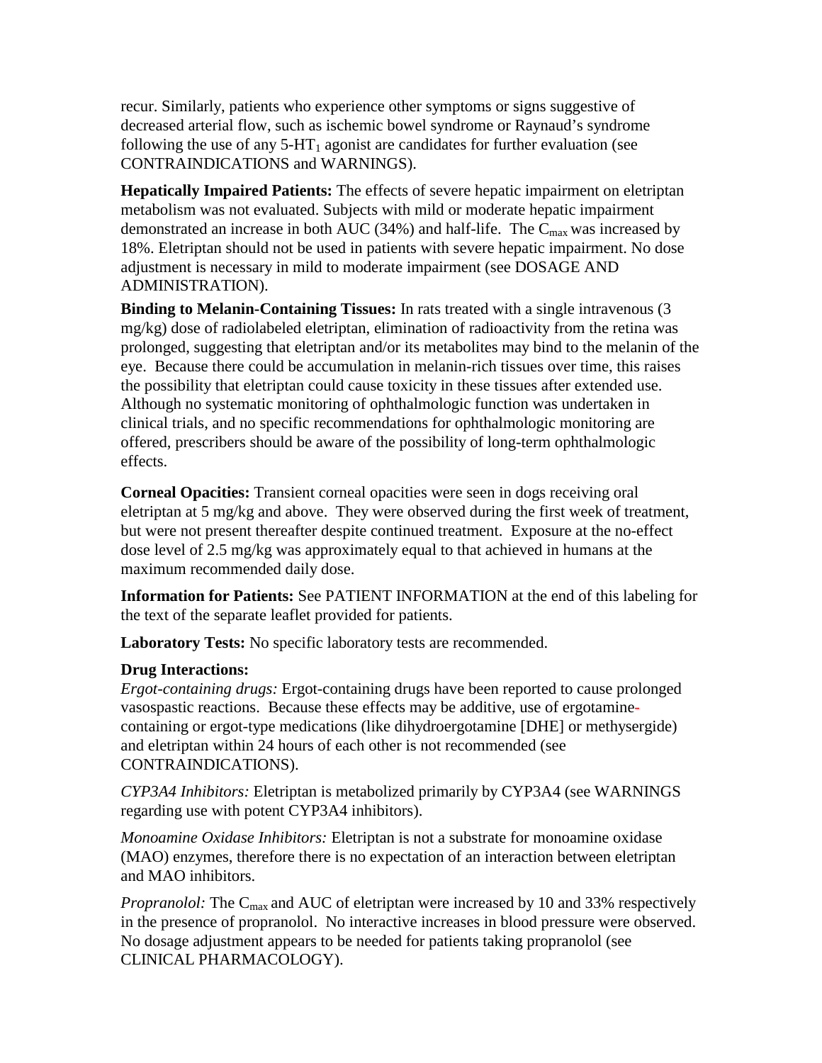recur. Similarly, patients who experience other symptoms or signs suggestive of decreased arterial flow, such as ischemic bowel syndrome or Raynaud's syndrome following the use of any 5-$HT_1$ agonist are candidates for further evaluation (see CONTRAINDICATIONS and WARNINGS).

**Hepatically Impaired Patients:** The effects of severe hepatic impairment on eletriptan metabolism was not evaluated. Subjects with mild or moderate hepatic impairment demonstrated an increase in both AUC (34%) and half-life. The $C_{max}$ was increased by 18%. Eletriptan should not be used in patients with severe hepatic impairment. No dose adjustment is necessary in mild to moderate impairment (see DOSAGE AND ADMINISTRATION).

**Binding to Melanin-Containing Tissues:** In rats treated with a single intravenous (3 mg/kg) dose of radiolabeled eletriptan, elimination of radioactivity from the retina was prolonged, suggesting that eletriptan and/or its metabolites may bind to the melanin of the eye. Because there could be accumulation in melanin-rich tissues over time, this raises the possibility that eletriptan could cause toxicity in these tissues after extended use. Although no systematic monitoring of ophthalmologic function was undertaken in clinical trials, and no specific recommendations for ophthalmologic monitoring are offered, prescribers should be aware of the possibility of long-term ophthalmologic effects.

**Corneal Opacities:** Transient corneal opacities were seen in dogs receiving oral eletriptan at 5 mg/kg and above. They were observed during the first week of treatment, but were not present thereafter despite continued treatment. Exposure at the no-effect dose level of 2.5 mg/kg was approximately equal to that achieved in humans at the maximum recommended daily dose.

**Information for Patients:** See PATIENT INFORMATION at the end of this labeling for the text of the separate leaflet provided for patients.

**Laboratory Tests:** No specific laboratory tests are recommended.

**Drug Interactions:**

*Ergot-containing drugs:* Ergot-containing drugs have been reported to cause prolonged vasospastic reactions. Because these effects may be additive, use of ergotamine-containing or ergot-type medications (like dihydroergotamine [DHE] or methysergide) and eletriptan within 24 hours of each other is not recommended (see CONTRAINDICATIONS).

*CYP3A4 Inhibitors:* Eletriptan is metabolized primarily by CYP3A4 (see WARNINGS regarding use with potent CYP3A4 inhibitors).

*Monoamine Oxidase Inhibitors:* Eletriptan is not a substrate for monoamine oxidase (MAO) enzymes, therefore there is no expectation of an interaction between eletriptan and MAO inhibitors.

*Propranolol:* The $C_{max}$ and AUC of eletriptan were increased by 10 and 33% respectively in the presence of propranolol. No interactive increases in blood pressure were observed. No dosage adjustment appears to be needed for patients taking propranolol (see CLINICAL PHARMACOLOGY).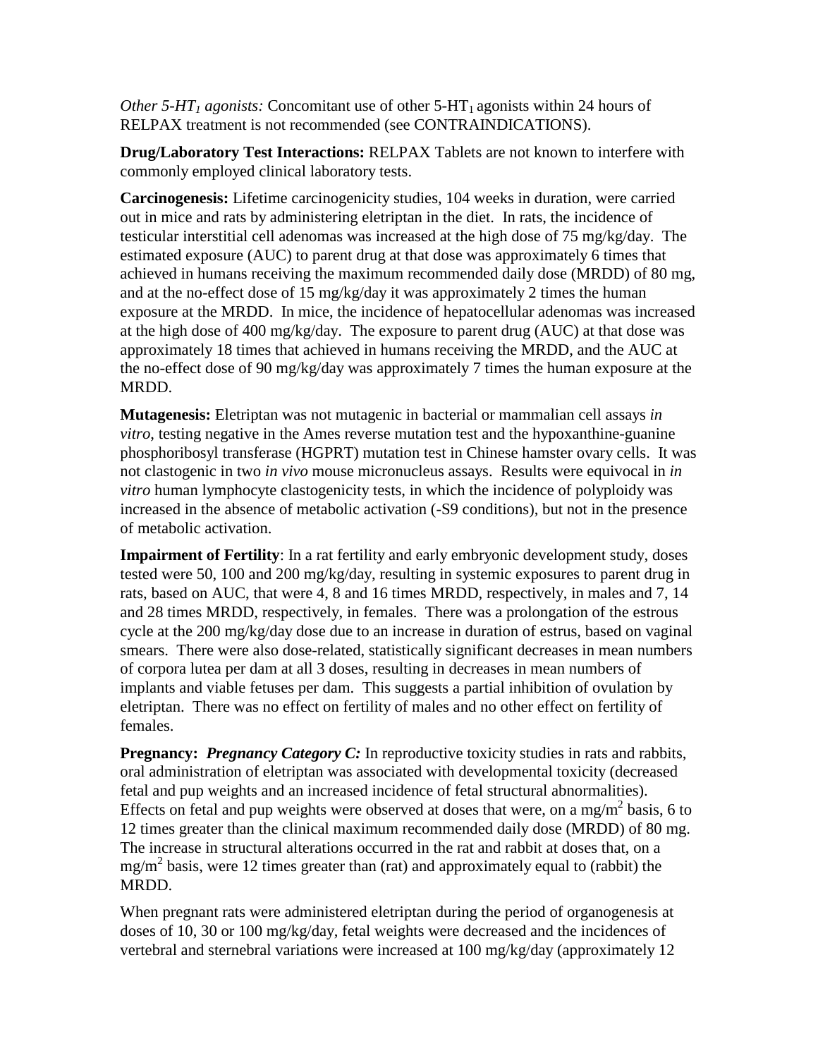*Other 5-HT$_1$ agonists:* Concomitant use of other 5-HT$_1$ agonists within 24 hours of RELPAX treatment is not recommended (see CONTRAINDICATIONS).

**Drug/Laboratory Test Interactions:** RELPAX Tablets are not known to interfere with commonly employed clinical laboratory tests.

**Carcinogenesis:** Lifetime carcinogenicity studies, 104 weeks in duration, were carried out in mice and rats by administering eletriptan in the diet. In rats, the incidence of testicular interstitial cell adenomas was increased at the high dose of 75 mg/kg/day. The estimated exposure (AUC) to parent drug at that dose was approximately 6 times that achieved in humans receiving the maximum recommended daily dose (MRDD) of 80 mg, and at the no-effect dose of 15 mg/kg/day it was approximately 2 times the human exposure at the MRDD. In mice, the incidence of hepatocellular adenomas was increased at the high dose of 400 mg/kg/day. The exposure to parent drug (AUC) at that dose was approximately 18 times that achieved in humans receiving the MRDD, and the AUC at the no-effect dose of 90 mg/kg/day was approximately 7 times the human exposure at the MRDD.

**Mutagenesis:** Eletriptan was not mutagenic in bacterial or mammalian cell assays *in vitro*, testing negative in the Ames reverse mutation test and the hypoxanthine-guanine phosphoribosyl transferase (HGPRT) mutation test in Chinese hamster ovary cells. It was not clastogenic in two *in vivo* mouse micronucleus assays. Results were equivocal in *in vitro* human lymphocyte clastogenicity tests, in which the incidence of polyploidy was increased in the absence of metabolic activation (-S9 conditions), but not in the presence of metabolic activation.

**Impairment of Fertility**: In a rat fertility and early embryonic development study, doses tested were 50, 100 and 200 mg/kg/day, resulting in systemic exposures to parent drug in rats, based on AUC, that were 4, 8 and 16 times MRDD, respectively, in males and 7, 14 and 28 times MRDD, respectively, in females. There was a prolongation of the estrous cycle at the 200 mg/kg/day dose due to an increase in duration of estrus, based on vaginal smears. There were also dose-related, statistically significant decreases in mean numbers of corpora lutea per dam at all 3 doses, resulting in decreases in mean numbers of implants and viable fetuses per dam. This suggests a partial inhibition of ovulation by eletriptan. There was no effect on fertility of males and no other effect on fertility of females.

**Pregnancy:** ***Pregnancy Category C:*** In reproductive toxicity studies in rats and rabbits, oral administration of eletriptan was associated with developmental toxicity (decreased fetal and pup weights and an increased incidence of fetal structural abnormalities). Effects on fetal and pup weights were observed at doses that were, on a mg/m$^2$ basis, 6 to 12 times greater than the clinical maximum recommended daily dose (MRDD) of 80 mg. The increase in structural alterations occurred in the rat and rabbit at doses that, on a mg/m$^2$ basis, were 12 times greater than (rat) and approximately equal to (rabbit) the MRDD.

When pregnant rats were administered eletriptan during the period of organogenesis at doses of 10, 30 or 100 mg/kg/day, fetal weights were decreased and the incidences of vertebral and sternebral variations were increased at 100 mg/kg/day (approximately 12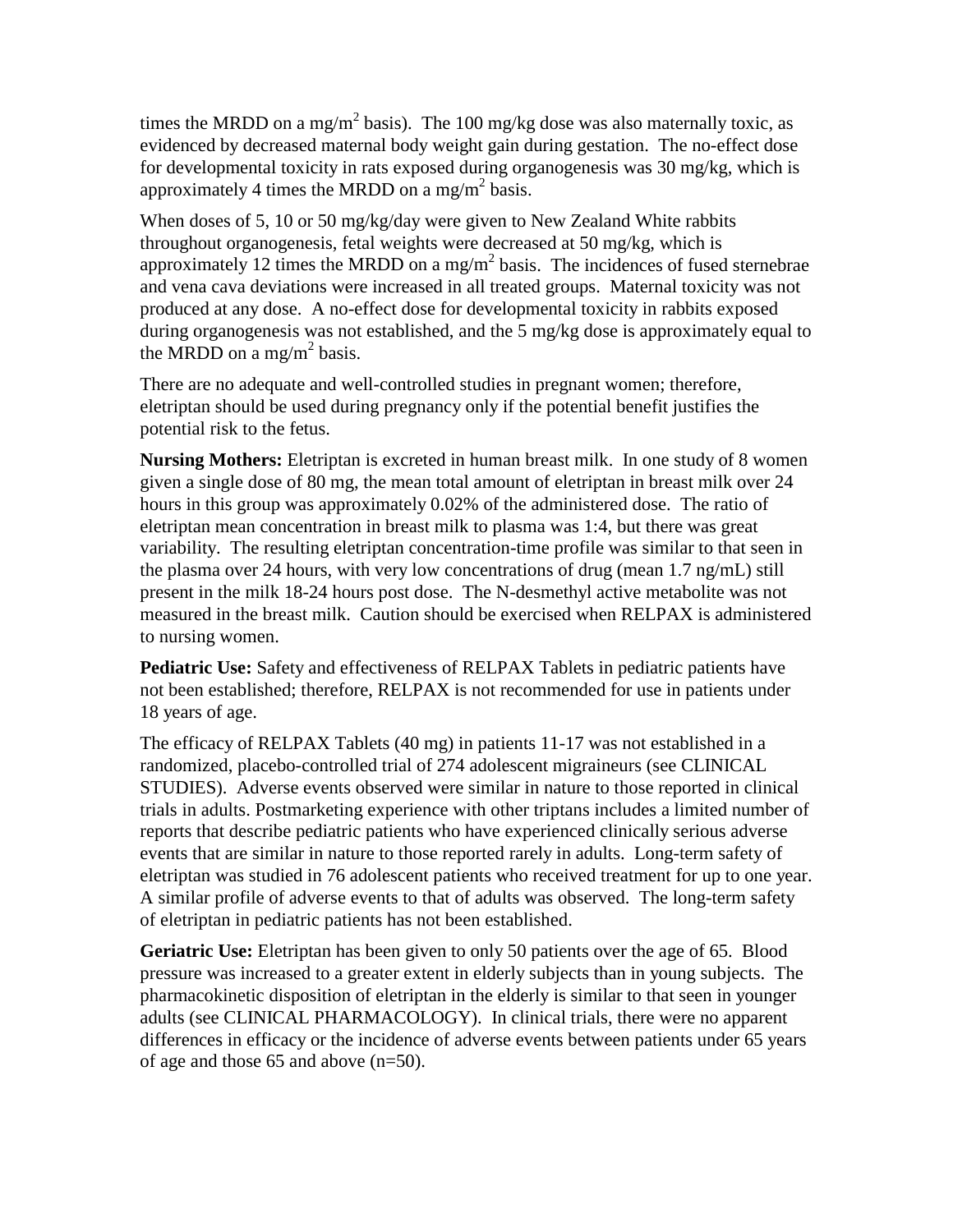times the MRDD on a mg/$m^2$ basis). The 100 mg/kg dose was also maternally toxic, as evidenced by decreased maternal body weight gain during gestation. The no-effect dose for developmental toxicity in rats exposed during organogenesis was 30 mg/kg, which is approximately 4 times the MRDD on a mg/$m^2$ basis.

When doses of 5, 10 or 50 mg/kg/day were given to New Zealand White rabbits throughout organogenesis, fetal weights were decreased at 50 mg/kg, which is approximately 12 times the MRDD on a mg/$m^2$ basis. The incidences of fused sternebrae and vena cava deviations were increased in all treated groups. Maternal toxicity was not produced at any dose. A no-effect dose for developmental toxicity in rabbits exposed during organogenesis was not established, and the 5 mg/kg dose is approximately equal to the MRDD on a mg/$m^2$ basis.

There are no adequate and well-controlled studies in pregnant women; therefore, eletriptan should be used during pregnancy only if the potential benefit justifies the potential risk to the fetus.

**Nursing Mothers:** Eletriptan is excreted in human breast milk. In one study of 8 women given a single dose of 80 mg, the mean total amount of eletriptan in breast milk over 24 hours in this group was approximately 0.02% of the administered dose. The ratio of eletriptan mean concentration in breast milk to plasma was 1:4, but there was great variability. The resulting eletriptan concentration-time profile was similar to that seen in the plasma over 24 hours, with very low concentrations of drug (mean 1.7 ng/mL) still present in the milk 18-24 hours post dose. The N-desmethyl active metabolite was not measured in the breast milk. Caution should be exercised when RELPAX is administered to nursing women.

**Pediatric Use:** Safety and effectiveness of RELPAX Tablets in pediatric patients have not been established; therefore, RELPAX is not recommended for use in patients under 18 years of age.

The efficacy of RELPAX Tablets (40 mg) in patients 11-17 was not established in a randomized, placebo-controlled trial of 274 adolescent migraineurs (see CLINICAL STUDIES). Adverse events observed were similar in nature to those reported in clinical trials in adults. Postmarketing experience with other triptans includes a limited number of reports that describe pediatric patients who have experienced clinically serious adverse events that are similar in nature to those reported rarely in adults. Long-term safety of eletriptan was studied in 76 adolescent patients who received treatment for up to one year. A similar profile of adverse events to that of adults was observed. The long-term safety of eletriptan in pediatric patients has not been established.

**Geriatric Use:** Eletriptan has been given to only 50 patients over the age of 65. Blood pressure was increased to a greater extent in elderly subjects than in young subjects. The pharmacokinetic disposition of eletriptan in the elderly is similar to that seen in younger adults (see CLINICAL PHARMACOLOGY). In clinical trials, there were no apparent differences in efficacy or the incidence of adverse events between patients under 65 years of age and those 65 and above (n=50).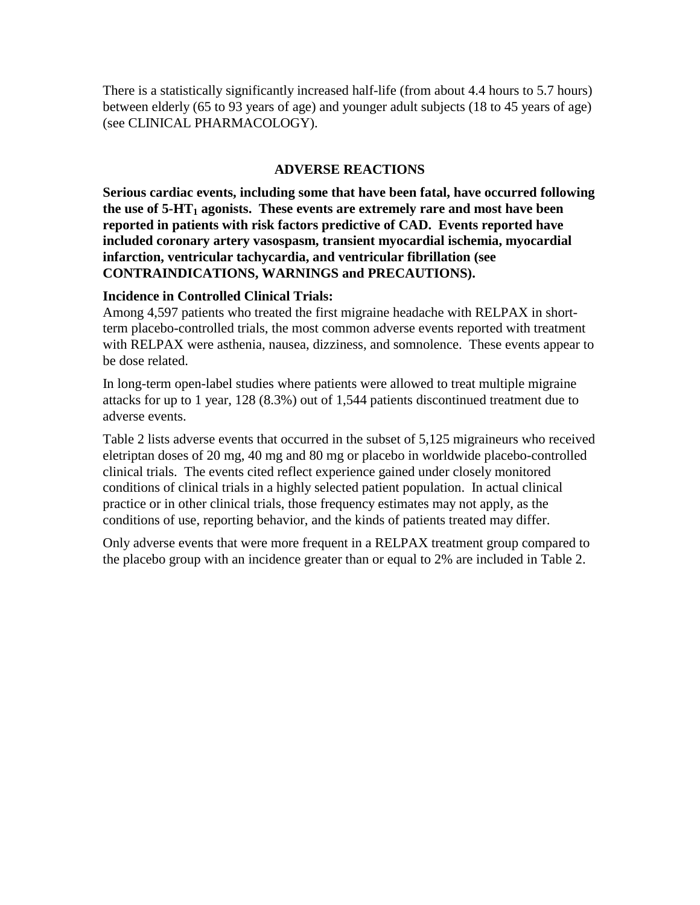There is a statistically significantly increased half-life (from about 4.4 hours to 5.7 hours) between elderly (65 to 93 years of age) and younger adult subjects (18 to 45 years of age) (see CLINICAL PHARMACOLOGY).

## ADVERSE REACTIONS

**Serious cardiac events, including some that have been fatal, have occurred following the use of 5-HT$_1$ agonists. These events are extremely rare and most have been reported in patients with risk factors predictive of CAD. Events reported have included coronary artery vasospasm, transient myocardial ischemia, myocardial infarction, ventricular tachycardia, and ventricular fibrillation (see CONTRAINDICATIONS, WARNINGS and PRECAUTIONS).**

**Incidence in Controlled Clinical Trials:**

Among 4,597 patients who treated the first migraine headache with RELPAX in short-term placebo-controlled trials, the most common adverse events reported with treatment with RELPAX were asthenia, nausea, dizziness, and somnolence. These events appear to be dose related.

In long-term open-label studies where patients were allowed to treat multiple migraine attacks for up to 1 year, 128 (8.3%) out of 1,544 patients discontinued treatment due to adverse events.

Table 2 lists adverse events that occurred in the subset of 5,125 migraineurs who received eletriptan doses of 20 mg, 40 mg and 80 mg or placebo in worldwide placebo-controlled clinical trials. The events cited reflect experience gained under closely monitored conditions of clinical trials in a highly selected patient population. In actual clinical practice or in other clinical trials, those frequency estimates may not apply, as the conditions of use, reporting behavior, and the kinds of patients treated may differ.

Only adverse events that were more frequent in a RELPAX treatment group compared to the placebo group with an incidence greater than or equal to 2% are included in Table 2.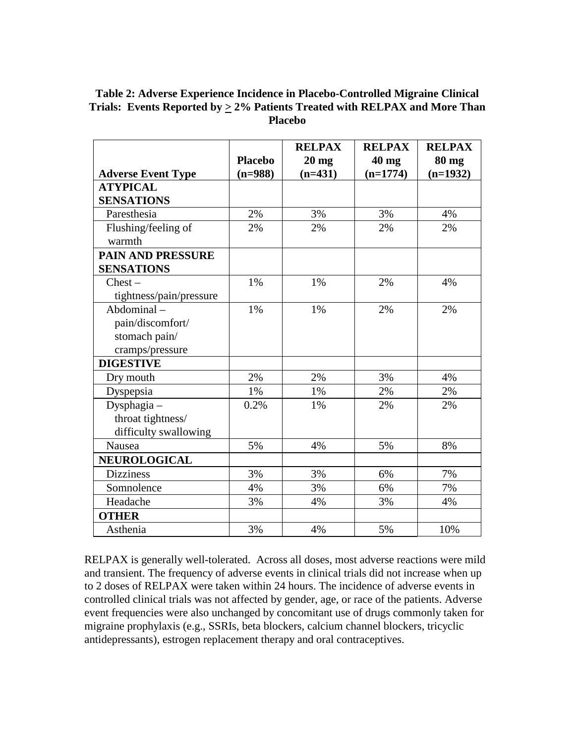**Table 2: Adverse Experience Incidence in Placebo-Controlled Migraine Clinical Trials: Events Reported by ≥ 2% Patients Treated with RELPAX and More Than Placebo**

| Adverse Event Type | Placebo (n=988) | RELPAX 20 mg (n=431) | RELPAX 40 mg (n=1774) | RELPAX 80 mg (n=1932) |
|---|---|---|---|---|
| **ATYPICAL SENSATIONS** | | | | |
| Paresthesia | 2% | 3% | 3% | 4% |
| Flushing/feeling of warmth | 2% | 2% | 2% | 2% |
| **PAIN AND PRESSURE SENSATIONS** | | | | |
| Chest – tightness/pain/pressure | 1% | 1% | 2% | 4% |
| Abdominal – pain/discomfort/ stomach pain/ cramps/pressure | 1% | 1% | 2% | 2% |
| **DIGESTIVE** | | | | |
| Dry mouth | 2% | 2% | 3% | 4% |
| Dyspepsia | 1% | 1% | 2% | 2% |
| Dysphagia – throat tightness/ difficulty swallowing | 0.2% | 1% | 2% | 2% |
| Nausea | 5% | 4% | 5% | 8% |
| **NEUROLOGICAL** | | | | |
| Dizziness | 3% | 3% | 6% | 7% |
| Somnolence | 4% | 3% | 6% | 7% |
| Headache | 3% | 4% | 3% | 4% |
| **OTHER** | | | | |
| Asthenia | 3% | 4% | 5% | 10% |

RELPAX is generally well-tolerated. Across all doses, most adverse reactions were mild and transient. The frequency of adverse events in clinical trials did not increase when up to 2 doses of RELPAX were taken within 24 hours. The incidence of adverse events in controlled clinical trials was not affected by gender, age, or race of the patients. Adverse event frequencies were also unchanged by concomitant use of drugs commonly taken for migraine prophylaxis (e.g., SSRIs, beta blockers, calcium channel blockers, tricyclic antidepressants), estrogen replacement therapy and oral contraceptives.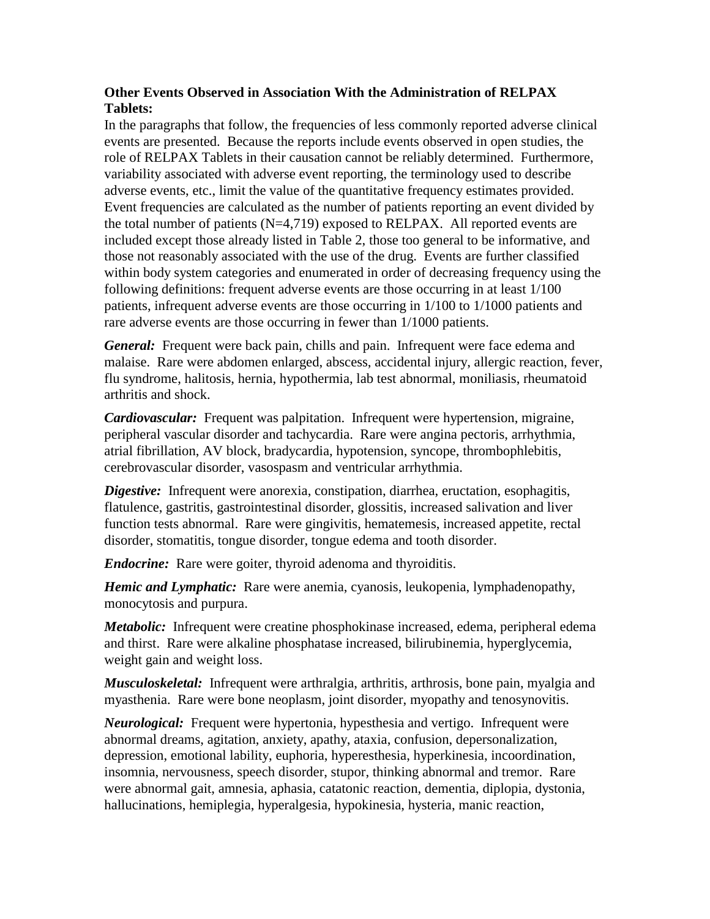**Other Events Observed in Association With the Administration of RELPAX Tablets:**

In the paragraphs that follow, the frequencies of less commonly reported adverse clinical events are presented. Because the reports include events observed in open studies, the role of RELPAX Tablets in their causation cannot be reliably determined. Furthermore, variability associated with adverse event reporting, the terminology used to describe adverse events, etc., limit the value of the quantitative frequency estimates provided. Event frequencies are calculated as the number of patients reporting an event divided by the total number of patients (N=4,719) exposed to RELPAX. All reported events are included except those already listed in Table 2, those too general to be informative, and those not reasonably associated with the use of the drug. Events are further classified within body system categories and enumerated in order of decreasing frequency using the following definitions: frequent adverse events are those occurring in at least 1/100 patients, infrequent adverse events are those occurring in 1/100 to 1/1000 patients and rare adverse events are those occurring in fewer than 1/1000 patients.

***General:*** Frequent were back pain, chills and pain. Infrequent were face edema and malaise. Rare were abdomen enlarged, abscess, accidental injury, allergic reaction, fever, flu syndrome, halitosis, hernia, hypothermia, lab test abnormal, moniliasis, rheumatoid arthritis and shock.

***Cardiovascular:*** Frequent was palpitation. Infrequent were hypertension, migraine, peripheral vascular disorder and tachycardia. Rare were angina pectoris, arrhythmia, atrial fibrillation, AV block, bradycardia, hypotension, syncope, thrombophlebitis, cerebrovascular disorder, vasospasm and ventricular arrhythmia.

***Digestive:*** Infrequent were anorexia, constipation, diarrhea, eructation, esophagitis, flatulence, gastritis, gastrointestinal disorder, glossitis, increased salivation and liver function tests abnormal. Rare were gingivitis, hematemesis, increased appetite, rectal disorder, stomatitis, tongue disorder, tongue edema and tooth disorder.

***Endocrine:*** Rare were goiter, thyroid adenoma and thyroiditis.

***Hemic and Lymphatic:*** Rare were anemia, cyanosis, leukopenia, lymphadenopathy, monocytosis and purpura.

***Metabolic:*** Infrequent were creatine phosphokinase increased, edema, peripheral edema and thirst. Rare were alkaline phosphatase increased, bilirubinemia, hyperglycemia, weight gain and weight loss.

***Musculoskeletal:*** Infrequent were arthralgia, arthritis, arthrosis, bone pain, myalgia and myasthenia. Rare were bone neoplasm, joint disorder, myopathy and tenosynovitis.

***Neurological:*** Frequent were hypertonia, hypesthesia and vertigo. Infrequent were abnormal dreams, agitation, anxiety, apathy, ataxia, confusion, depersonalization, depression, emotional lability, euphoria, hyperesthesia, hyperkinesia, incoordination, insomnia, nervousness, speech disorder, stupor, thinking abnormal and tremor. Rare were abnormal gait, amnesia, aphasia, catatonic reaction, dementia, diplopia, dystonia, hallucinations, hemiplegia, hyperalgesia, hypokinesia, hysteria, manic reaction,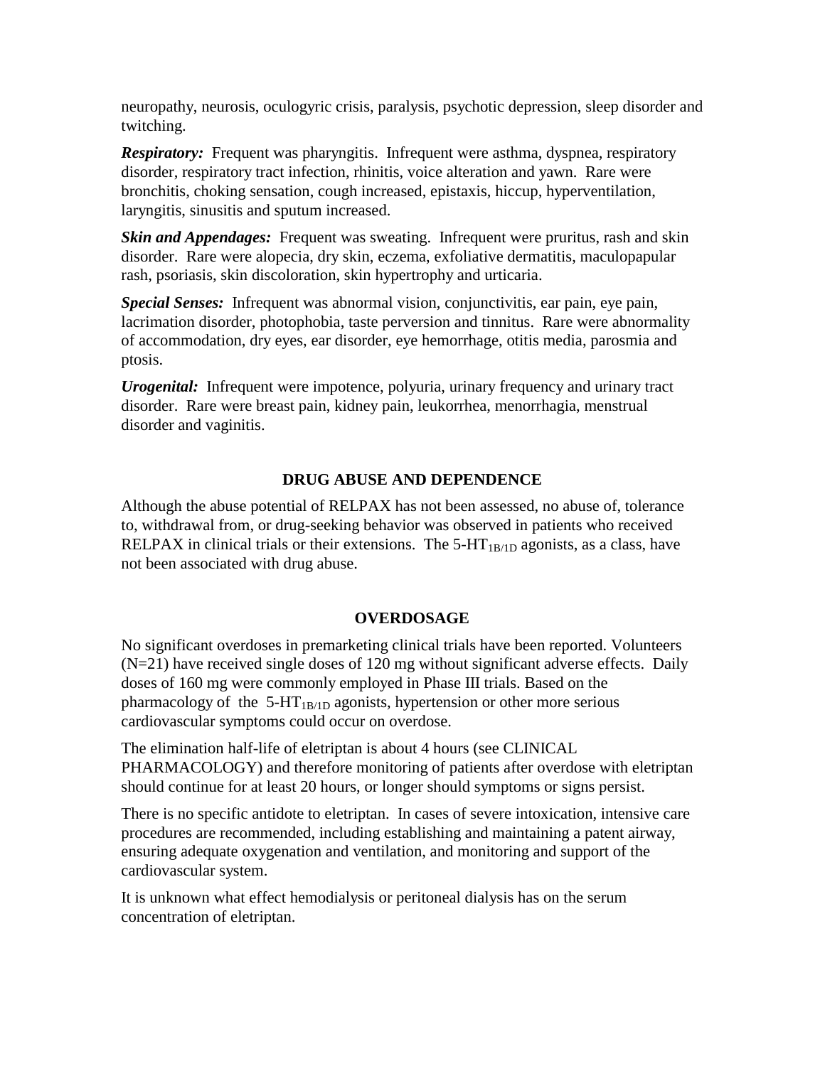neuropathy, neurosis, oculogyric crisis, paralysis, psychotic depression, sleep disorder and twitching.

***Respiratory:*** Frequent was pharyngitis. Infrequent were asthma, dyspnea, respiratory disorder, respiratory tract infection, rhinitis, voice alteration and yawn. Rare were bronchitis, choking sensation, cough increased, epistaxis, hiccup, hyperventilation, laryngitis, sinusitis and sputum increased.

***Skin and Appendages:*** Frequent was sweating. Infrequent were pruritus, rash and skin disorder. Rare were alopecia, dry skin, eczema, exfoliative dermatitis, maculopapular rash, psoriasis, skin discoloration, skin hypertrophy and urticaria.

***Special Senses:*** Infrequent was abnormal vision, conjunctivitis, ear pain, eye pain, lacrimation disorder, photophobia, taste perversion and tinnitus. Rare were abnormality of accommodation, dry eyes, ear disorder, eye hemorrhage, otitis media, parosmia and ptosis.

***Urogenital:*** Infrequent were impotence, polyuria, urinary frequency and urinary tract disorder. Rare were breast pain, kidney pain, leukorrhea, menorrhagia, menstrual disorder and vaginitis.

## DRUG ABUSE AND DEPENDENCE

Although the abuse potential of RELPAX has not been assessed, no abuse of, tolerance to, withdrawal from, or drug-seeking behavior was observed in patients who received RELPAX in clinical trials or their extensions. The 5-$HT_{1B/1D}$ agonists, as a class, have not been associated with drug abuse.

## OVERDOSAGE

No significant overdoses in premarketing clinical trials have been reported. Volunteers (N=21) have received single doses of 120 mg without significant adverse effects. Daily doses of 160 mg were commonly employed in Phase III trials. Based on the pharmacology of the 5-$HT_{1B/1D}$ agonists, hypertension or other more serious cardiovascular symptoms could occur on overdose.

The elimination half-life of eletriptan is about 4 hours (see CLINICAL PHARMACOLOGY) and therefore monitoring of patients after overdose with eletriptan should continue for at least 20 hours, or longer should symptoms or signs persist.

There is no specific antidote to eletriptan. In cases of severe intoxication, intensive care procedures are recommended, including establishing and maintaining a patent airway, ensuring adequate oxygenation and ventilation, and monitoring and support of the cardiovascular system.

It is unknown what effect hemodialysis or peritoneal dialysis has on the serum concentration of eletriptan.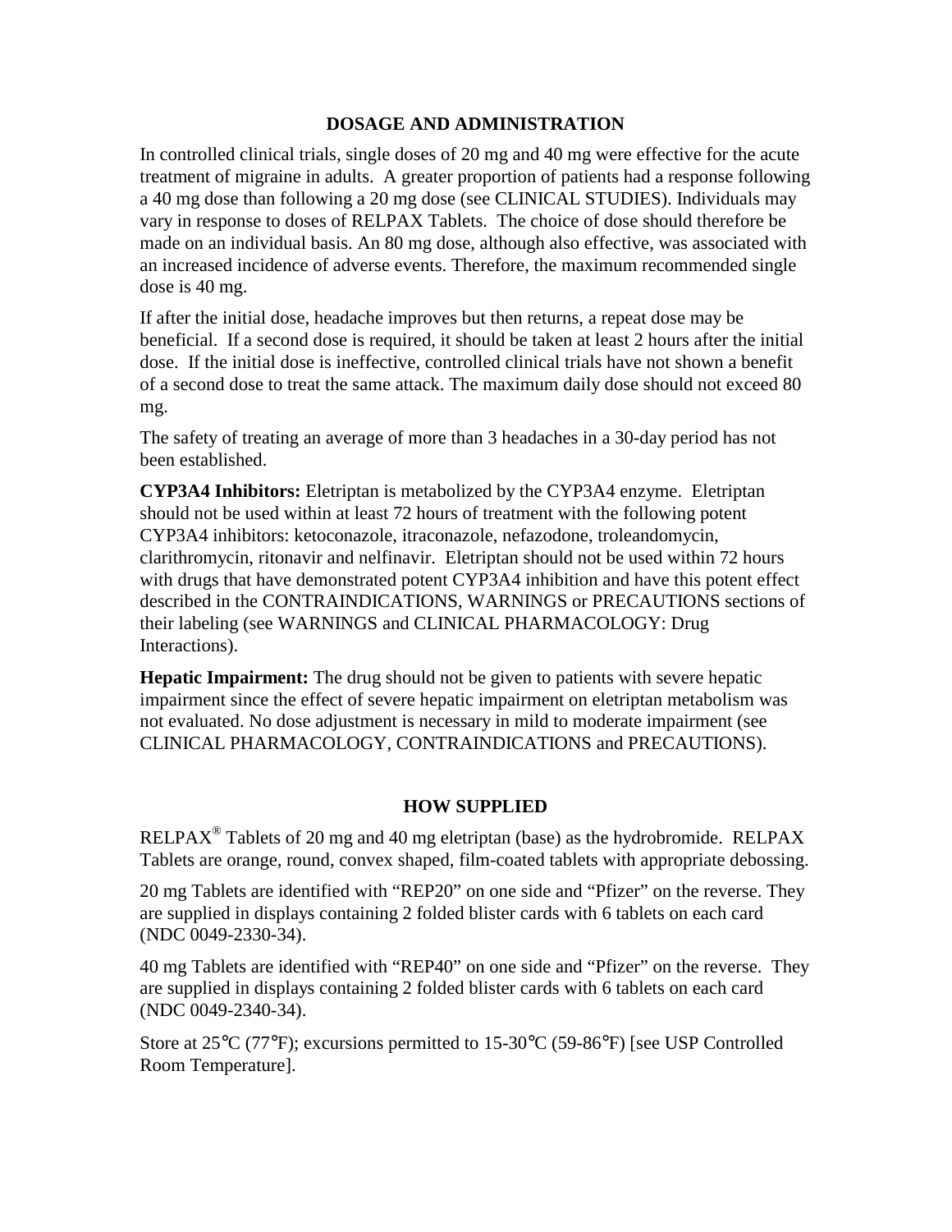## DOSAGE AND ADMINISTRATION

In controlled clinical trials, single doses of 20 mg and 40 mg were effective for the acute treatment of migraine in adults. A greater proportion of patients had a response following a 40 mg dose than following a 20 mg dose (see CLINICAL STUDIES). Individuals may vary in response to doses of RELPAX Tablets. The choice of dose should therefore be made on an individual basis. An 80 mg dose, although also effective, was associated with an increased incidence of adverse events. Therefore, the maximum recommended single dose is 40 mg.

If after the initial dose, headache improves but then returns, a repeat dose may be beneficial. If a second dose is required, it should be taken at least 2 hours after the initial dose. If the initial dose is ineffective, controlled clinical trials have not shown a benefit of a second dose to treat the same attack. The maximum daily dose should not exceed 80 mg.

The safety of treating an average of more than 3 headaches in a 30-day period has not been established.

**CYP3A4 Inhibitors:** Eletriptan is metabolized by the CYP3A4 enzyme. Eletriptan should not be used within at least 72 hours of treatment with the following potent CYP3A4 inhibitors: ketoconazole, itraconazole, nefazodone, troleandomycin, clarithromycin, ritonavir and nelfinavir. Eletriptan should not be used within 72 hours with drugs that have demonstrated potent CYP3A4 inhibition and have this potent effect described in the CONTRAINDICATIONS, WARNINGS or PRECAUTIONS sections of their labeling (see WARNINGS and CLINICAL PHARMACOLOGY: Drug Interactions).

**Hepatic Impairment:** The drug should not be given to patients with severe hepatic impairment since the effect of severe hepatic impairment on eletriptan metabolism was not evaluated. No dose adjustment is necessary in mild to moderate impairment (see CLINICAL PHARMACOLOGY, CONTRAINDICATIONS and PRECAUTIONS).

## HOW SUPPLIED

RELPAX® Tablets of 20 mg and 40 mg eletriptan (base) as the hydrobromide. RELPAX Tablets are orange, round, convex shaped, film-coated tablets with appropriate debossing.

20 mg Tablets are identified with "REP20" on one side and "Pfizer" on the reverse. They are supplied in displays containing 2 folded blister cards with 6 tablets on each card (NDC 0049-2330-34).

40 mg Tablets are identified with "REP40" on one side and "Pfizer" on the reverse. They are supplied in displays containing 2 folded blister cards with 6 tablets on each card (NDC 0049-2340-34).

Store at 25°C (77°F); excursions permitted to 15-30°C (59-86°F) [see USP Controlled Room Temperature].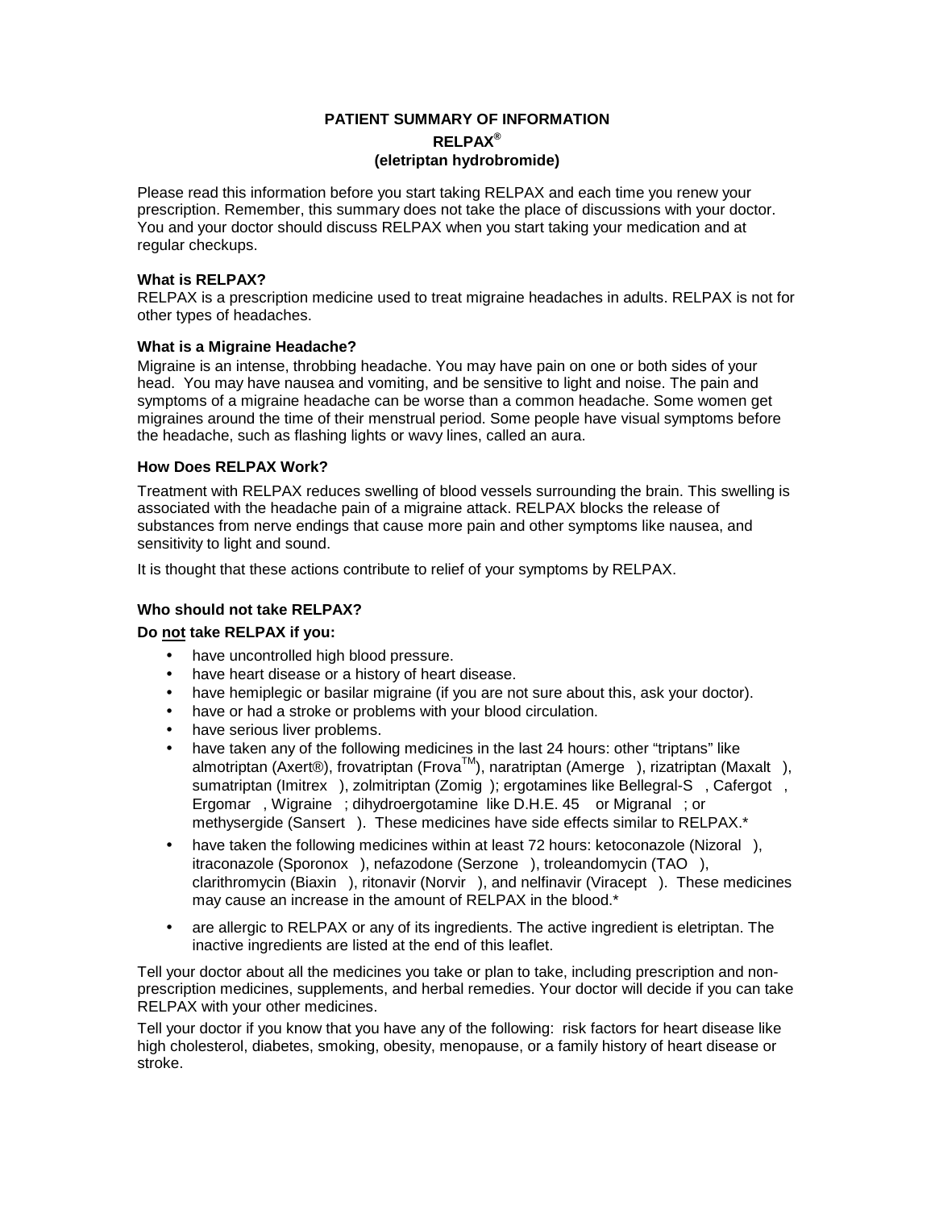# PATIENT SUMMARY OF INFORMATION

## RELPAX®

## (eletriptan hydrobromide)

Please read this information before you start taking RELPAX and each time you renew your prescription. Remember, this summary does not take the place of discussions with your doctor. You and your doctor should discuss RELPAX when you start taking your medication and at regular checkups.

**What is RELPAX?**
RELPAX is a prescription medicine used to treat migraine headaches in adults. RELPAX is not for other types of headaches.

**What is a Migraine Headache?**
Migraine is an intense, throbbing headache. You may have pain on one or both sides of your head. You may have nausea and vomiting, and be sensitive to light and noise. The pain and symptoms of a migraine headache can be worse than a common headache. Some women get migraines around the time of their menstrual period. Some people have visual symptoms before the headache, such as flashing lights or wavy lines, called an aura.

**How Does RELPAX Work?**

Treatment with RELPAX reduces swelling of blood vessels surrounding the brain. This swelling is associated with the headache pain of a migraine attack. RELPAX blocks the release of substances from nerve endings that cause more pain and other symptoms like nausea, and sensitivity to light and sound.

It is thought that these actions contribute to relief of your symptoms by RELPAX.

**Who should not take RELPAX?**

**Do not take RELPAX if you:**

- have uncontrolled high blood pressure.
- have heart disease or a history of heart disease.
- have hemiplegic or basilar migraine (if you are not sure about this, ask your doctor).
- have or had a stroke or problems with your blood circulation.
- have serious liver problems.
- have taken any of the following medicines in the last 24 hours: other "triptans" like almotriptan (Axert®), frovatriptan (Frova™), naratriptan (Amerge ), rizatriptan (Maxalt ), sumatriptan (Imitrex ), zolmitriptan (Zomig ); ergotamines like Bellegral-S , Cafergot , Ergomar , Wigraine ; dihydroergotamine like D.H.E. 45 or Migranal ; or methysergide (Sansert ). These medicines have side effects similar to RELPAX.*
- have taken the following medicines within at least 72 hours: ketoconazole (Nizoral ), itraconazole (Sporonox ), nefazodone (Serzone ), troleandomycin (TAO ), clarithromycin (Biaxin ), ritonavir (Norvir ), and nelfinavir (Viracept ). These medicines may cause an increase in the amount of RELPAX in the blood.*
- are allergic to RELPAX or any of its ingredients. The active ingredient is eletriptan. The inactive ingredients are listed at the end of this leaflet.

Tell your doctor about all the medicines you take or plan to take, including prescription and non-prescription medicines, supplements, and herbal remedies. Your doctor will decide if you can take RELPAX with your other medicines.

Tell your doctor if you know that you have any of the following: risk factors for heart disease like high cholesterol, diabetes, smoking, obesity, menopause, or a family history of heart disease or stroke.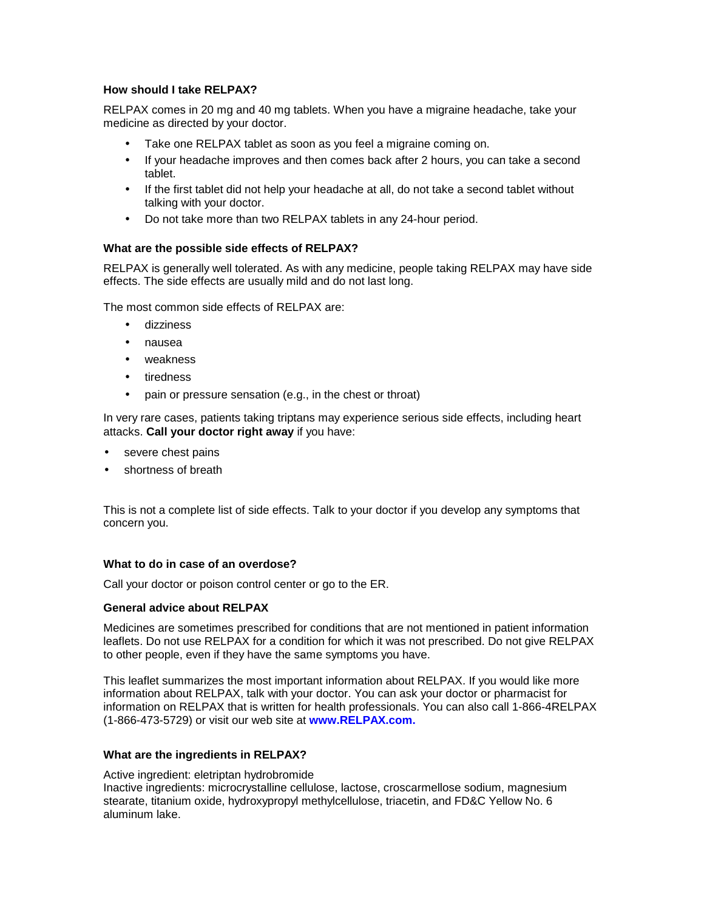### How should I take RELPAX?

RELPAX comes in 20 mg and 40 mg tablets. When you have a migraine headache, take your medicine as directed by your doctor.

- Take one RELPAX tablet as soon as you feel a migraine coming on.
- If your headache improves and then comes back after 2 hours, you can take a second tablet.
- If the first tablet did not help your headache at all, do not take a second tablet without talking with your doctor.
- Do not take more than two RELPAX tablets in any 24-hour period.

### What are the possible side effects of RELPAX?

RELPAX is generally well tolerated. As with any medicine, people taking RELPAX may have side effects. The side effects are usually mild and do not last long.

The most common side effects of RELPAX are:

- dizziness
- nausea
- weakness
- tiredness
- pain or pressure sensation (e.g., in the chest or throat)

In very rare cases, patients taking triptans may experience serious side effects, including heart attacks. **Call your doctor right away** if you have:

- severe chest pains
- shortness of breath

This is not a complete list of side effects. Talk to your doctor if you develop any symptoms that concern you.

### What to do in case of an overdose?

Call your doctor or poison control center or go to the ER.

### General advice about RELPAX

Medicines are sometimes prescribed for conditions that are not mentioned in patient information leaflets. Do not use RELPAX for a condition for which it was not prescribed. Do not give RELPAX to other people, even if they have the same symptoms you have.

This leaflet summarizes the most important information about RELPAX. If you would like more information about RELPAX, talk with your doctor. You can ask your doctor or pharmacist for information on RELPAX that is written for health professionals. You can also call 1-866-4RELPAX (1-866-473-5729) or visit our web site at **www.RELPAX.com.**

### What are the ingredients in RELPAX?

Active ingredient: eletriptan hydrobromide
Inactive ingredients: microcrystalline cellulose, lactose, croscarmellose sodium, magnesium stearate, titanium oxide, hydroxypropyl methylcellulose, triacetin, and FD&C Yellow No. 6 aluminum lake.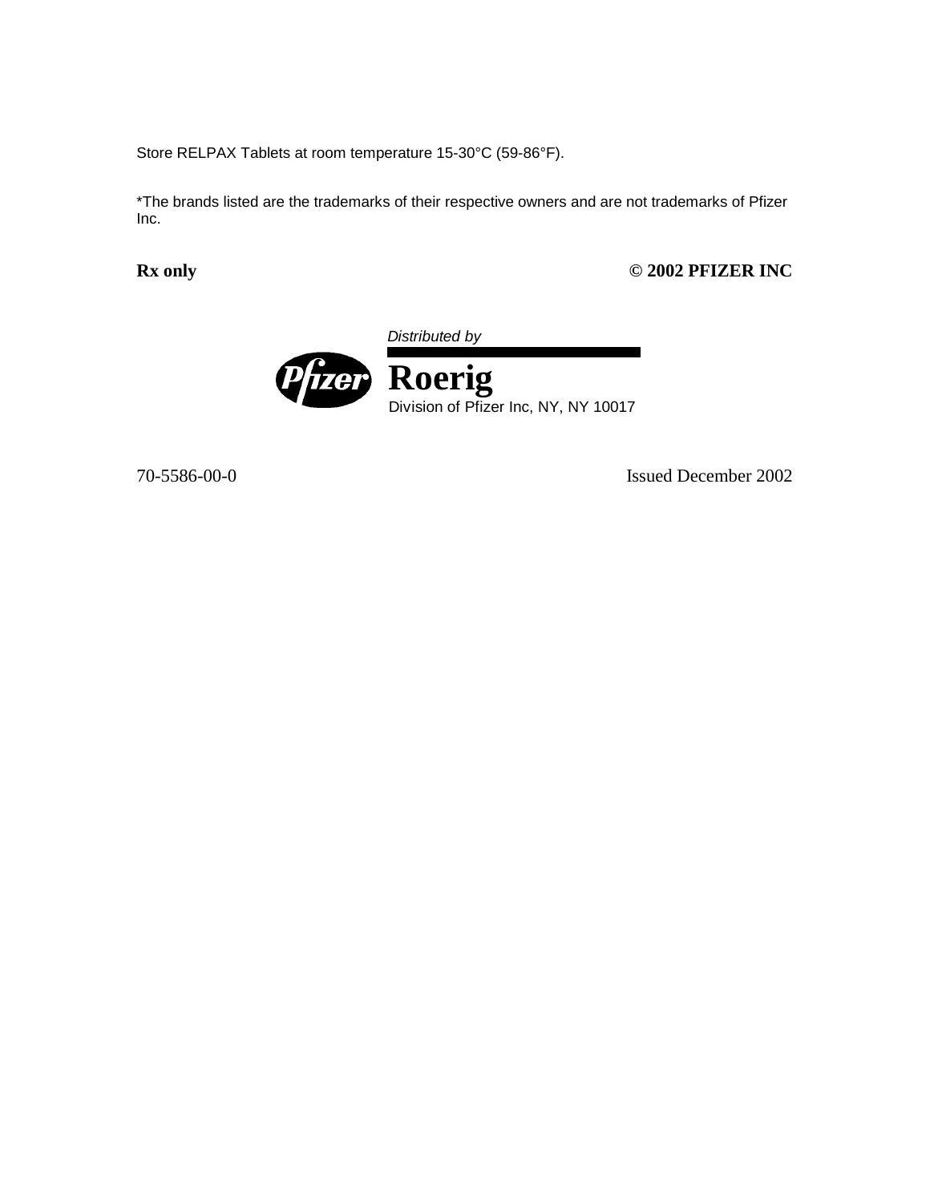Store RELPAX Tablets at room temperature 15-30°C (59-86°F).

*The brands listed are the trademarks of their respective owners and are not trademarks of Pfizer Inc.

**Rx only** **© 2002 PFIZER INC**

*Distributed by*

Pfizer

**Roerig**

Division of Pfizer Inc, NY, NY 10017

70-5586-00-0 Issued December 2002